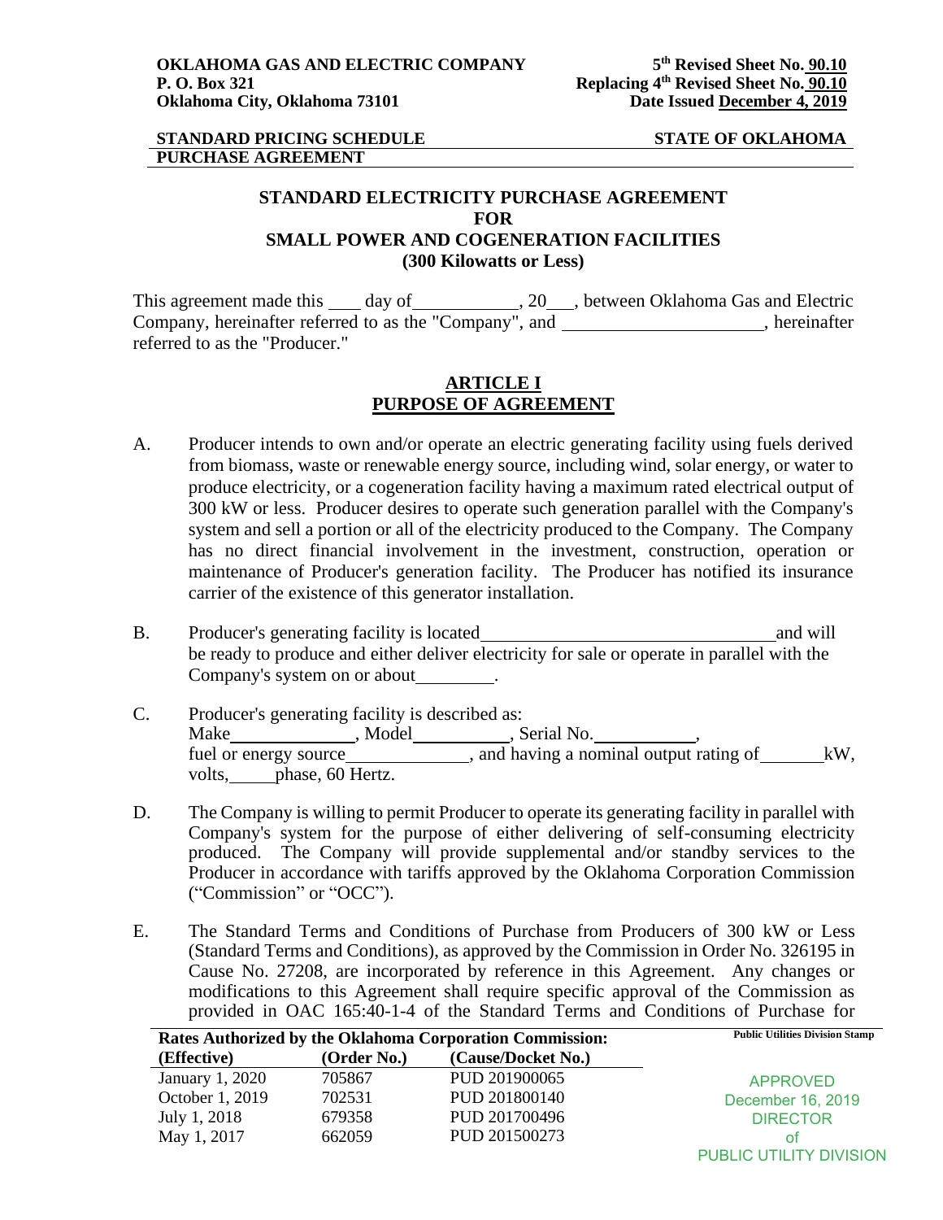**OKLAHOMA GAS AND ELECTRIC COMPANY**
**P. O. Box 321**
**Oklahoma City, Oklahoma 73101**

**5th Revised Sheet No. 90.10**
**Replacing 4th Revised Sheet No. 90.10**
**Date Issued December 4, 2019**

**STANDARD PRICING SCHEDULE** **STATE OF OKLAHOMA**
**PURCHASE AGREEMENT**

## STANDARD ELECTRICITY PURCHASE AGREEMENT FOR SMALL POWER AND COGENERATION FACILITIES (300 Kilowatts or Less)

This agreement made this ____ day of___________, 20___, between Oklahoma Gas and Electric Company, hereinafter referred to as the "Company", and ______________________, hereinafter referred to as the "Producer."

## ARTICLE I PURPOSE OF AGREEMENT

A. Producer intends to own and/or operate an electric generating facility using fuels derived from biomass, waste or renewable energy source, including wind, solar energy, or water to produce electricity, or a cogeneration facility having a maximum rated electrical output of 300 kW or less. Producer desires to operate such generation parallel with the Company's system and sell a portion or all of the electricity produced to the Company. The Company has no direct financial involvement in the investment, construction, operation or maintenance of Producer's generation facility. The Producer has notified its insurance carrier of the existence of this generator installation.

B. Producer's generating facility is located________________________________and will be ready to produce and either deliver electricity for sale or operate in parallel with the Company's system on or about_________.

C. Producer's generating facility is described as:
Make______________, Model___________, Serial No.___________,
fuel or energy source______________, and having a nominal output rating of_______kW, volts,_____phase, 60 Hertz.

D. The Company is willing to permit Producer to operate its generating facility in parallel with Company's system for the purpose of either delivering of self-consuming electricity produced. The Company will provide supplemental and/or standby services to the Producer in accordance with tariffs approved by the Oklahoma Corporation Commission ("Commission" or "OCC").

E. The Standard Terms and Conditions of Purchase from Producers of 300 kW or Less (Standard Terms and Conditions), as approved by the Commission in Order No. 326195 in Cause No. 27208, are incorporated by reference in this Agreement. Any changes or modifications to this Agreement shall require specific approval of the Commission as provided in OAC 165:40-1-4 of the Standard Terms and Conditions of Purchase for

**Rates Authorized by the Oklahoma Corporation Commission:**

| (Effective) | (Order No.) | (Cause/Docket No.) |
|---|---|---|
| January 1, 2020 | 705867 | PUD 201900065 |
| October 1, 2019 | 702531 | PUD 201800140 |
| July 1, 2018 | 679358 | PUD 201700496 |
| May 1, 2017 | 662059 | PUD 201500273 |

Public Utilities Division Stamp
APPROVED
December 16, 2019
DIRECTOR
of
PUBLIC UTILITY DIVISION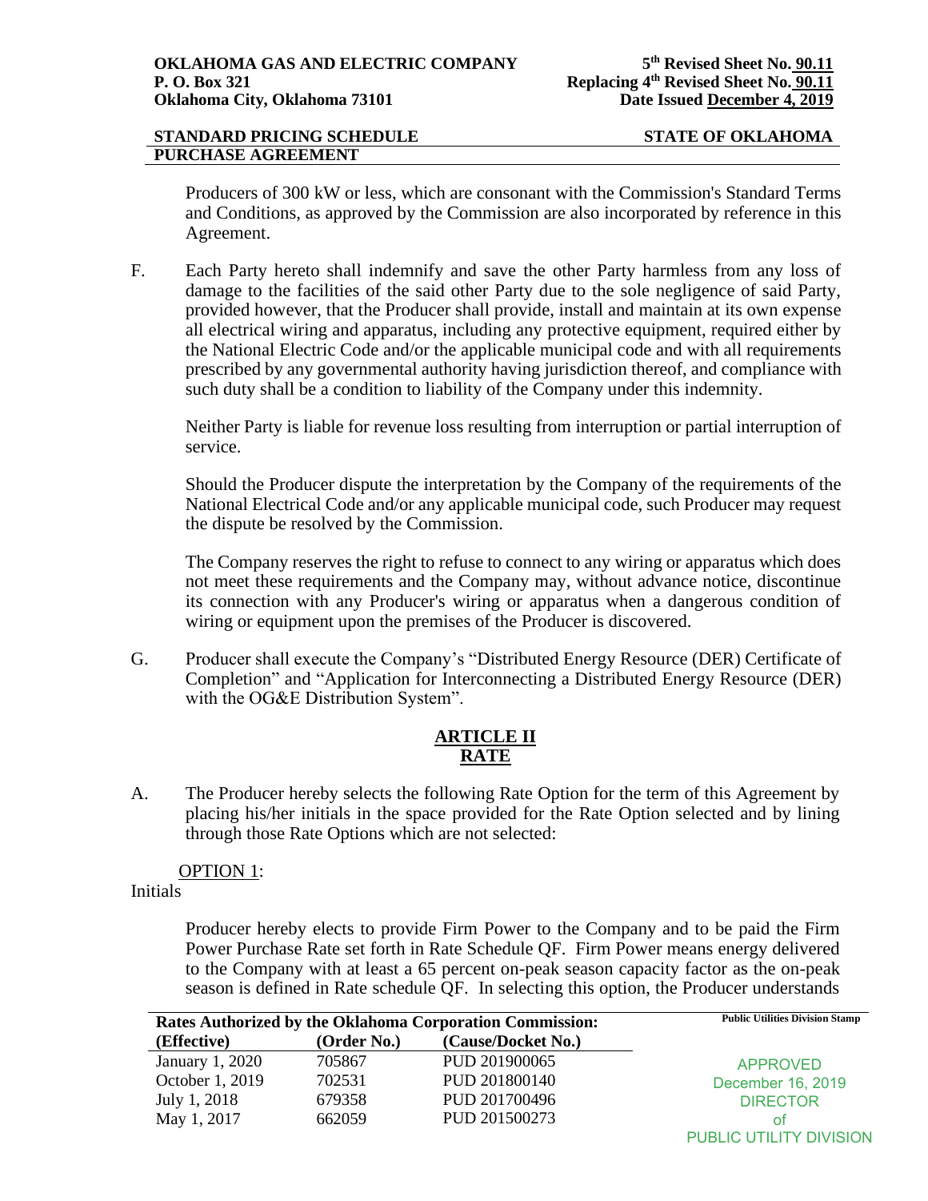Producers of 300 kW or less, which are consonant with the Commission's Standard Terms and Conditions, as approved by the Commission are also incorporated by reference in this Agreement.

F. Each Party hereto shall indemnify and save the other Party harmless from any loss of damage to the facilities of the said other Party due to the sole negligence of said Party, provided however, that the Producer shall provide, install and maintain at its own expense all electrical wiring and apparatus, including any protective equipment, required either by the National Electric Code and/or the applicable municipal code and with all requirements prescribed by any governmental authority having jurisdiction thereof, and compliance with such duty shall be a condition to liability of the Company under this indemnity.

Neither Party is liable for revenue loss resulting from interruption or partial interruption of service.

Should the Producer dispute the interpretation by the Company of the requirements of the National Electrical Code and/or any applicable municipal code, such Producer may request the dispute be resolved by the Commission.

The Company reserves the right to refuse to connect to any wiring or apparatus which does not meet these requirements and the Company may, without advance notice, discontinue its connection with any Producer's wiring or apparatus when a dangerous condition of wiring or equipment upon the premises of the Producer is discovered.

G. Producer shall execute the Company's "Distributed Energy Resource (DER) Certificate of Completion" and "Application for Interconnecting a Distributed Energy Resource (DER) with the OG&E Distribution System".

## ARTICLE II
## RATE

A. The Producer hereby selects the following Rate Option for the term of this Agreement by placing his/her initials in the space provided for the Rate Option selected and by lining through those Rate Options which are not selected:

OPTION 1:

Initials

Producer hereby elects to provide Firm Power to the Company and to be paid the Firm Power Purchase Rate set forth in Rate Schedule QF. Firm Power means energy delivered to the Company with at least a 65 percent on-peak season capacity factor as the on-peak season is defined in Rate schedule QF. In selecting this option, the Producer understands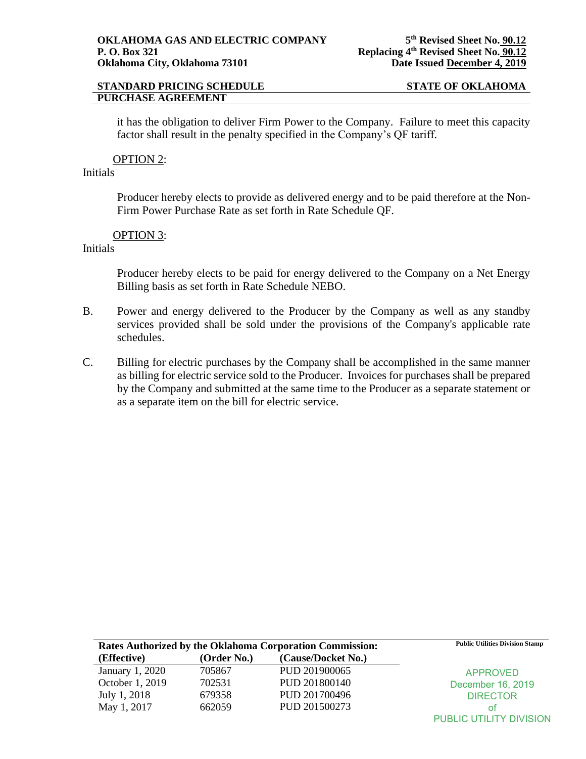it has the obligation to deliver Firm Power to the Company. Failure to meet this capacity factor shall result in the penalty specified in the Company's QF tariff.

OPTION 2:

Initials

Producer hereby elects to provide as delivered energy and to be paid therefore at the Non-Firm Power Purchase Rate as set forth in Rate Schedule QF.

OPTION 3:

Initials

Producer hereby elects to be paid for energy delivered to the Company on a Net Energy Billing basis as set forth in Rate Schedule NEBO.

B. Power and energy delivered to the Producer by the Company as well as any standby services provided shall be sold under the provisions of the Company's applicable rate schedules.

C. Billing for electric purchases by the Company shall be accomplished in the same manner as billing for electric service sold to the Producer. Invoices for purchases shall be prepared by the Company and submitted at the same time to the Producer as a separate statement or as a separate item on the bill for electric service.

**Rates Authorized by the Oklahoma Corporation Commission:**

| (Effective) | (Order No.) | (Cause/Docket No.) |
|---|---|---|
| January 1, 2020 | 705867 | PUD 201900065 |
| October 1, 2019 | 702531 | PUD 201800140 |
| July 1, 2018 | 679358 | PUD 201700496 |
| May 1, 2017 | 662059 | PUD 201500273 |

Public Utilities Division Stamp

APPROVED
December 16, 2019
DIRECTOR
of
PUBLIC UTILITY DIVISION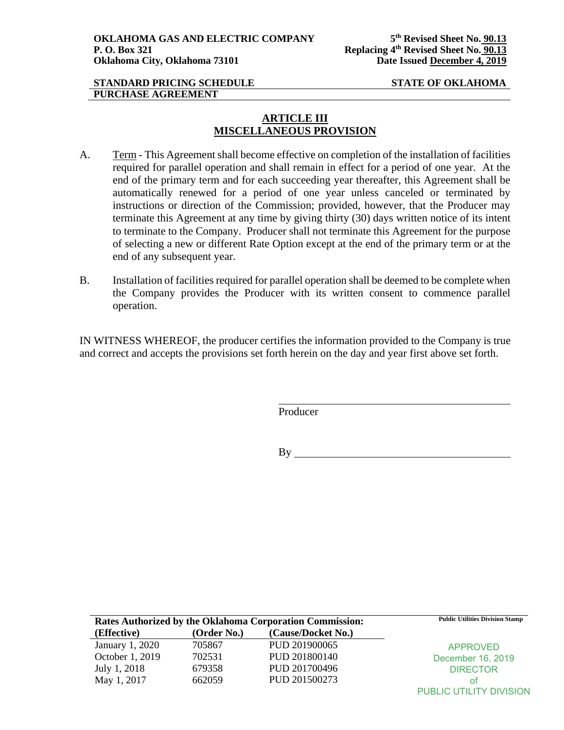**OKLAHOMA GAS AND ELECTRIC COMPANY**
**P. O. Box 321**
**Oklahoma City, Oklahoma 73101**

**5th Revised Sheet No. 90.13**
**Replacing 4th Revised Sheet No. 90.13**
**Date Issued December 4, 2019**

**STANDARD PRICING SCHEDULE** **STATE OF OKLAHOMA**
**PURCHASE AGREEMENT**

## ARTICLE III
## MISCELLANEOUS PROVISION

A. Term - This Agreement shall become effective on completion of the installation of facilities required for parallel operation and shall remain in effect for a period of one year. At the end of the primary term and for each succeeding year thereafter, this Agreement shall be automatically renewed for a period of one year unless canceled or terminated by instructions or direction of the Commission; provided, however, that the Producer may terminate this Agreement at any time by giving thirty (30) days written notice of its intent to terminate to the Company. Producer shall not terminate this Agreement for the purpose of selecting a new or different Rate Option except at the end of the primary term or at the end of any subsequent year.

B. Installation of facilities required for parallel operation shall be deemed to be complete when the Company provides the Producer with its written consent to commence parallel operation.

IN WITNESS WHEREOF, the producer certifies the information provided to the Company is true and correct and accepts the provisions set forth herein on the day and year first above set forth.

\_\_\_\_\_\_\_\_\_\_\_\_\_\_\_\_\_\_\_\_\_\_\_\_\_\_\_\_\_\_\_\_\_\_\_\_\_\_\_\_
Producer

By \_\_\_\_\_\_\_\_\_\_\_\_\_\_\_\_\_\_\_\_\_\_\_\_\_\_\_\_\_\_\_\_\_\_\_\_\_\_

**Rates Authorized by the Oklahoma Corporation Commission:**

| (Effective) | (Order No.) | (Cause/Docket No.) |
|---|---|---|
| January 1, 2020 | 705867 | PUD 201900065 |
| October 1, 2019 | 702531 | PUD 201800140 |
| July 1, 2018 | 679358 | PUD 201700496 |
| May 1, 2017 | 662059 | PUD 201500273 |

**Public Utilities Division Stamp**

APPROVED
December 16, 2019
DIRECTOR
of
PUBLIC UTILITY DIVISION